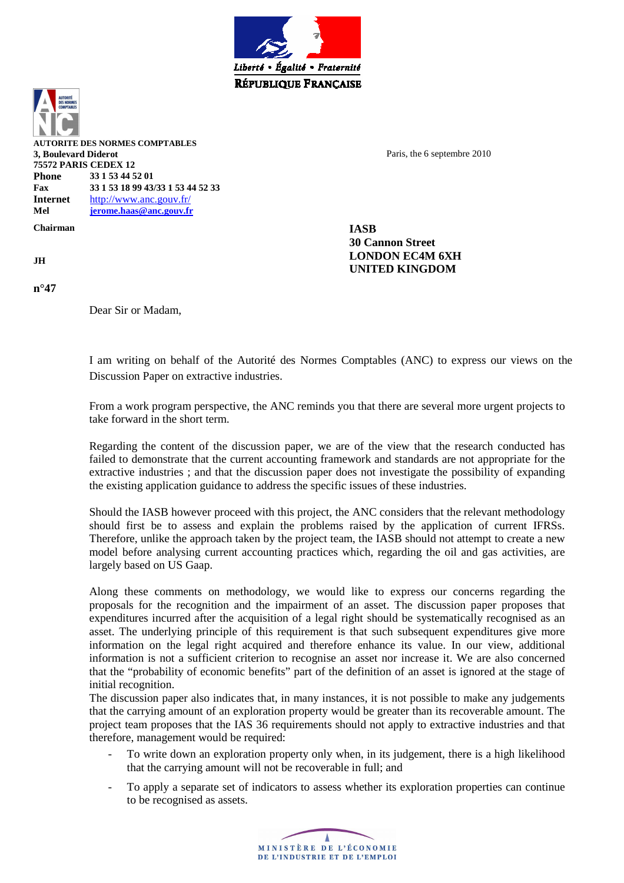**AUTORITE DES NORMES COMPTABLES**
**3, Boulevard Diderot**
**75572 PARIS CEDEX 12**

| | |
|---|---|
| **Phone** | **33 1 53 44 52 01** |
| **Fax** | **33 1 53 18 99 43/33 1 53 44 52 33** |
| **Internet** | http://www.anc.gouv.fr/ |
| **Mel** | **jerome.haas@anc.gouv.fr** |

**Chairman**

**JH**

**n°47**

Paris, the 6 septembre 2010

**IASB**
**30 Cannon Street**
**LONDON EC4M 6XH**
**UNITED KINGDOM**

Dear Sir or Madam,

I am writing on behalf of the Autorité des Normes Comptables (ANC) to express our views on the Discussion Paper on extractive industries.

From a work program perspective, the ANC reminds you that there are several more urgent projects to take forward in the short term.

Regarding the content of the discussion paper, we are of the view that the research conducted has failed to demonstrate that the current accounting framework and standards are not appropriate for the extractive industries ; and that the discussion paper does not investigate the possibility of expanding the existing application guidance to address the specific issues of these industries.

Should the IASB however proceed with this project, the ANC considers that the relevant methodology should first be to assess and explain the problems raised by the application of current IFRSs. Therefore, unlike the approach taken by the project team, the IASB should not attempt to create a new model before analysing current accounting practices which, regarding the oil and gas activities, are largely based on US Gaap.

Along these comments on methodology, we would like to express our concerns regarding the proposals for the recognition and the impairment of an asset. The discussion paper proposes that expenditures incurred after the acquisition of a legal right should be systematically recognised as an asset. The underlying principle of this requirement is that such subsequent expenditures give more information on the legal right acquired and therefore enhance its value. In our view, additional information is not a sufficient criterion to recognise an asset nor increase it. We are also concerned that the "probability of economic benefits" part of the definition of an asset is ignored at the stage of initial recognition.

The discussion paper also indicates that, in many instances, it is not possible to make any judgements that the carrying amount of an exploration property would be greater than its recoverable amount. The project team proposes that the IAS 36 requirements should not apply to extractive industries and that therefore, management would be required:

- To write down an exploration property only when, in its judgement, there is a high likelihood that the carrying amount will not be recoverable in full; and
- To apply a separate set of indicators to assess whether its exploration properties can continue to be recognised as assets.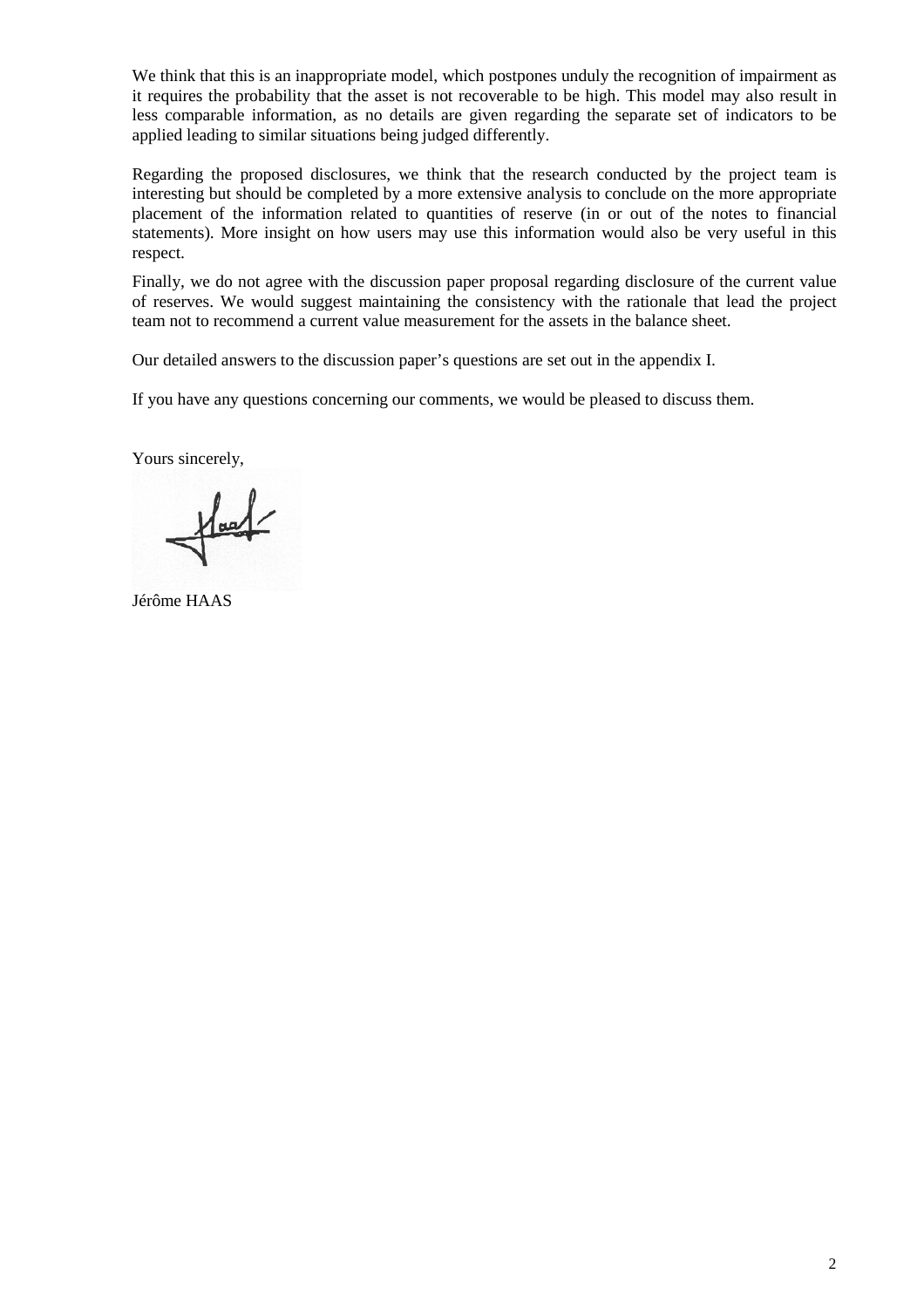We think that this is an inappropriate model, which postpones unduly the recognition of impairment as it requires the probability that the asset is not recoverable to be high. This model may also result in less comparable information, as no details are given regarding the separate set of indicators to be applied leading to similar situations being judged differently.

Regarding the proposed disclosures, we think that the research conducted by the project team is interesting but should be completed by a more extensive analysis to conclude on the more appropriate placement of the information related to quantities of reserve (in or out of the notes to financial statements). More insight on how users may use this information would also be very useful in this respect.

Finally, we do not agree with the discussion paper proposal regarding disclosure of the current value of reserves. We would suggest maintaining the consistency with the rationale that lead the project team not to recommend a current value measurement for the assets in the balance sheet.

Our detailed answers to the discussion paper's questions are set out in the appendix I.

If you have any questions concerning our comments, we would be pleased to discuss them.

Yours sincerely,

Jérôme HAAS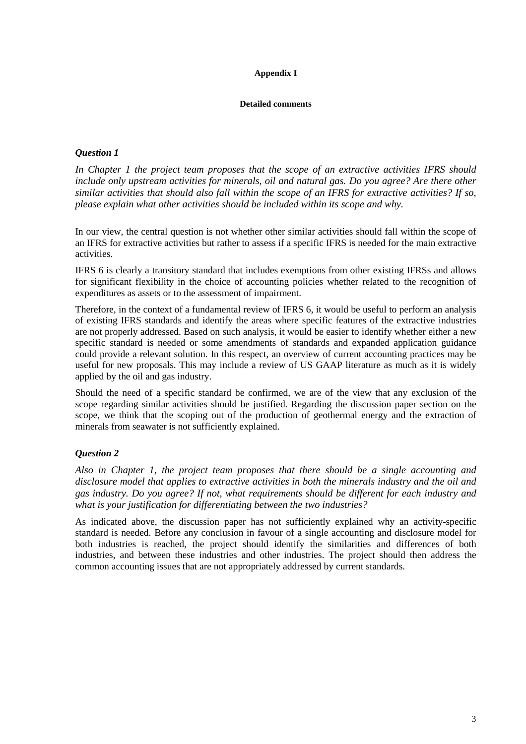**Appendix I**

**Detailed comments**

### *Question 1*

*In Chapter 1 the project team proposes that the scope of an extractive activities IFRS should include only upstream activities for minerals, oil and natural gas. Do you agree? Are there other similar activities that should also fall within the scope of an IFRS for extractive activities? If so, please explain what other activities should be included within its scope and why.*

In our view, the central question is not whether other similar activities should fall within the scope of an IFRS for extractive activities but rather to assess if a specific IFRS is needed for the main extractive activities.

IFRS 6 is clearly a transitory standard that includes exemptions from other existing IFRSs and allows for significant flexibility in the choice of accounting policies whether related to the recognition of expenditures as assets or to the assessment of impairment.

Therefore, in the context of a fundamental review of IFRS 6, it would be useful to perform an analysis of existing IFRS standards and identify the areas where specific features of the extractive industries are not properly addressed. Based on such analysis, it would be easier to identify whether either a new specific standard is needed or some amendments of standards and expanded application guidance could provide a relevant solution. In this respect, an overview of current accounting practices may be useful for new proposals. This may include a review of US GAAP literature as much as it is widely applied by the oil and gas industry.

Should the need of a specific standard be confirmed, we are of the view that any exclusion of the scope regarding similar activities should be justified. Regarding the discussion paper section on the scope, we think that the scoping out of the production of geothermal energy and the extraction of minerals from seawater is not sufficiently explained.

### *Question 2*

*Also in Chapter 1, the project team proposes that there should be a single accounting and disclosure model that applies to extractive activities in both the minerals industry and the oil and gas industry. Do you agree? If not, what requirements should be different for each industry and what is your justification for differentiating between the two industries?*

As indicated above, the discussion paper has not sufficiently explained why an activity-specific standard is needed. Before any conclusion in favour of a single accounting and disclosure model for both industries is reached, the project should identify the similarities and differences of both industries, and between these industries and other industries. The project should then address the common accounting issues that are not appropriately addressed by current standards.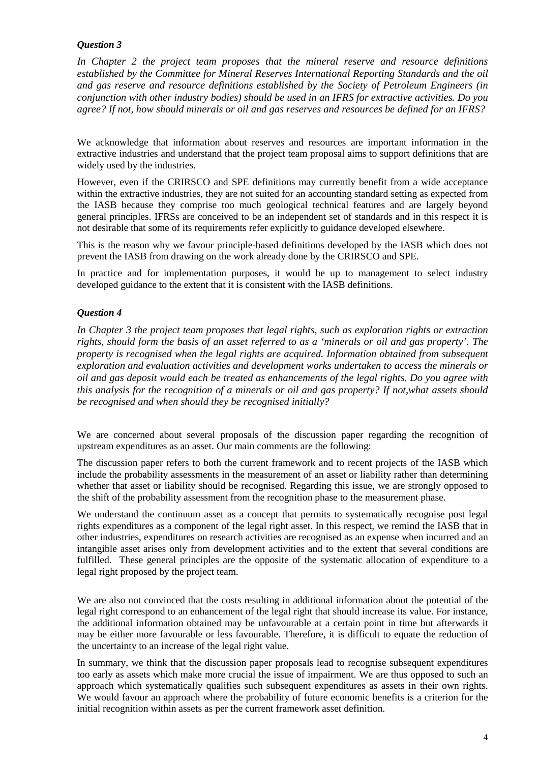### *Question 3*

*In Chapter 2 the project team proposes that the mineral reserve and resource definitions established by the Committee for Mineral Reserves International Reporting Standards and the oil and gas reserve and resource definitions established by the Society of Petroleum Engineers (in conjunction with other industry bodies) should be used in an IFRS for extractive activities. Do you agree? If not, how should minerals or oil and gas reserves and resources be defined for an IFRS?*

We acknowledge that information about reserves and resources are important information in the extractive industries and understand that the project team proposal aims to support definitions that are widely used by the industries.

However, even if the CRIRSCO and SPE definitions may currently benefit from a wide acceptance within the extractive industries, they are not suited for an accounting standard setting as expected from the IASB because they comprise too much geological technical features and are largely beyond general principles. IFRSs are conceived to be an independent set of standards and in this respect it is not desirable that some of its requirements refer explicitly to guidance developed elsewhere.

This is the reason why we favour principle-based definitions developed by the IASB which does not prevent the IASB from drawing on the work already done by the CRIRSCO and SPE.

In practice and for implementation purposes, it would be up to management to select industry developed guidance to the extent that it is consistent with the IASB definitions.

### *Question 4*

*In Chapter 3 the project team proposes that legal rights, such as exploration rights or extraction rights, should form the basis of an asset referred to as a 'minerals or oil and gas property'. The property is recognised when the legal rights are acquired. Information obtained from subsequent exploration and evaluation activities and development works undertaken to access the minerals or oil and gas deposit would each be treated as enhancements of the legal rights. Do you agree with this analysis for the recognition of a minerals or oil and gas property? If not,what assets should be recognised and when should they be recognised initially?*

We are concerned about several proposals of the discussion paper regarding the recognition of upstream expenditures as an asset. Our main comments are the following:

The discussion paper refers to both the current framework and to recent projects of the IASB which include the probability assessments in the measurement of an asset or liability rather than determining whether that asset or liability should be recognised. Regarding this issue, we are strongly opposed to the shift of the probability assessment from the recognition phase to the measurement phase.

We understand the continuum asset as a concept that permits to systematically recognise post legal rights expenditures as a component of the legal right asset. In this respect, we remind the IASB that in other industries, expenditures on research activities are recognised as an expense when incurred and an intangible asset arises only from development activities and to the extent that several conditions are fulfilled. These general principles are the opposite of the systematic allocation of expenditure to a legal right proposed by the project team.

We are also not convinced that the costs resulting in additional information about the potential of the legal right correspond to an enhancement of the legal right that should increase its value. For instance, the additional information obtained may be unfavourable at a certain point in time but afterwards it may be either more favourable or less favourable. Therefore, it is difficult to equate the reduction of the uncertainty to an increase of the legal right value.

In summary, we think that the discussion paper proposals lead to recognise subsequent expenditures too early as assets which make more crucial the issue of impairment. We are thus opposed to such an approach which systematically qualifies such subsequent expenditures as assets in their own rights. We would favour an approach where the probability of future economic benefits is a criterion for the initial recognition within assets as per the current framework asset definition.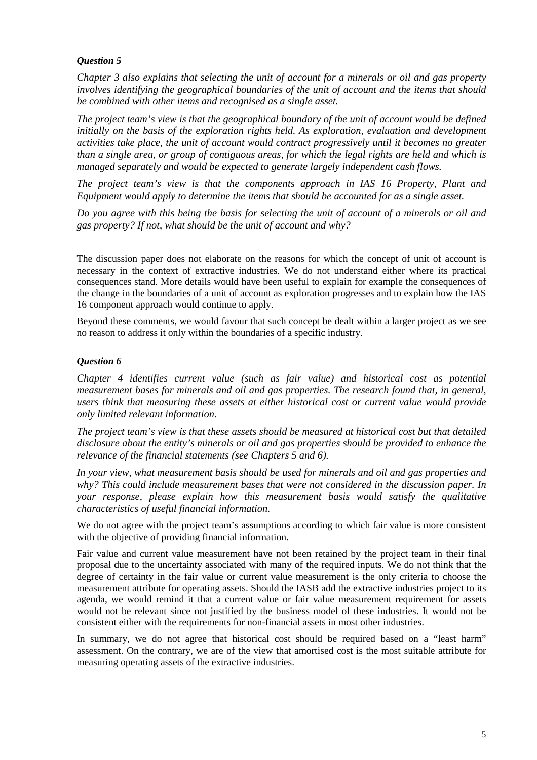### *Question 5*

*Chapter 3 also explains that selecting the unit of account for a minerals or oil and gas property involves identifying the geographical boundaries of the unit of account and the items that should be combined with other items and recognised as a single asset.*

*The project team's view is that the geographical boundary of the unit of account would be defined initially on the basis of the exploration rights held. As exploration, evaluation and development activities take place, the unit of account would contract progressively until it becomes no greater than a single area, or group of contiguous areas, for which the legal rights are held and which is managed separately and would be expected to generate largely independent cash flows.*

*The project team's view is that the components approach in IAS 16 Property, Plant and Equipment would apply to determine the items that should be accounted for as a single asset.*

*Do you agree with this being the basis for selecting the unit of account of a minerals or oil and gas property? If not, what should be the unit of account and why?*

The discussion paper does not elaborate on the reasons for which the concept of unit of account is necessary in the context of extractive industries. We do not understand either where its practical consequences stand. More details would have been useful to explain for example the consequences of the change in the boundaries of a unit of account as exploration progresses and to explain how the IAS 16 component approach would continue to apply.

Beyond these comments, we would favour that such concept be dealt within a larger project as we see no reason to address it only within the boundaries of a specific industry.

### *Question 6*

*Chapter 4 identifies current value (such as fair value) and historical cost as potential measurement bases for minerals and oil and gas properties. The research found that, in general, users think that measuring these assets at either historical cost or current value would provide only limited relevant information.*

*The project team's view is that these assets should be measured at historical cost but that detailed disclosure about the entity's minerals or oil and gas properties should be provided to enhance the relevance of the financial statements (see Chapters 5 and 6).*

*In your view, what measurement basis should be used for minerals and oil and gas properties and why? This could include measurement bases that were not considered in the discussion paper. In your response, please explain how this measurement basis would satisfy the qualitative characteristics of useful financial information.*

We do not agree with the project team's assumptions according to which fair value is more consistent with the objective of providing financial information.

Fair value and current value measurement have not been retained by the project team in their final proposal due to the uncertainty associated with many of the required inputs. We do not think that the degree of certainty in the fair value or current value measurement is the only criteria to choose the measurement attribute for operating assets. Should the IASB add the extractive industries project to its agenda, we would remind it that a current value or fair value measurement requirement for assets would not be relevant since not justified by the business model of these industries. It would not be consistent either with the requirements for non-financial assets in most other industries.

In summary, we do not agree that historical cost should be required based on a "least harm" assessment. On the contrary, we are of the view that amortised cost is the most suitable attribute for measuring operating assets of the extractive industries.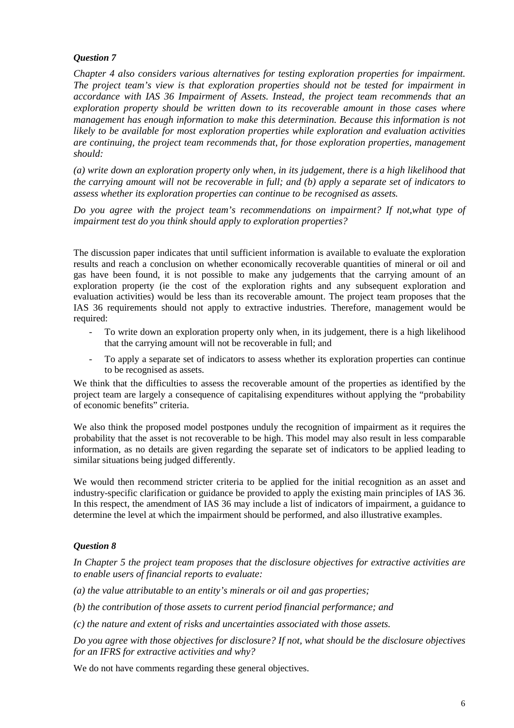***Question 7***

*Chapter 4 also considers various alternatives for testing exploration properties for impairment. The project team's view is that exploration properties should not be tested for impairment in accordance with IAS 36 Impairment of Assets. Instead, the project team recommends that an exploration property should be written down to its recoverable amount in those cases where management has enough information to make this determination. Because this information is not likely to be available for most exploration properties while exploration and evaluation activities are continuing, the project team recommends that, for those exploration properties, management should:*

*(a) write down an exploration property only when, in its judgement, there is a high likelihood that the carrying amount will not be recoverable in full; and (b) apply a separate set of indicators to assess whether its exploration properties can continue to be recognised as assets.*

*Do you agree with the project team's recommendations on impairment? If not,what type of impairment test do you think should apply to exploration properties?*

The discussion paper indicates that until sufficient information is available to evaluate the exploration results and reach a conclusion on whether economically recoverable quantities of mineral or oil and gas have been found, it is not possible to make any judgements that the carrying amount of an exploration property (ie the cost of the exploration rights and any subsequent exploration and evaluation activities) would be less than its recoverable amount. The project team proposes that the IAS 36 requirements should not apply to extractive industries. Therefore, management would be required:

- To write down an exploration property only when, in its judgement, there is a high likelihood that the carrying amount will not be recoverable in full; and
- To apply a separate set of indicators to assess whether its exploration properties can continue to be recognised as assets.

We think that the difficulties to assess the recoverable amount of the properties as identified by the project team are largely a consequence of capitalising expenditures without applying the "probability of economic benefits" criteria.

We also think the proposed model postpones unduly the recognition of impairment as it requires the probability that the asset is not recoverable to be high. This model may also result in less comparable information, as no details are given regarding the separate set of indicators to be applied leading to similar situations being judged differently.

We would then recommend stricter criteria to be applied for the initial recognition as an asset and industry-specific clarification or guidance be provided to apply the existing main principles of IAS 36. In this respect, the amendment of IAS 36 may include a list of indicators of impairment, a guidance to determine the level at which the impairment should be performed, and also illustrative examples.

***Question 8***

*In Chapter 5 the project team proposes that the disclosure objectives for extractive activities are to enable users of financial reports to evaluate:*

*(a) the value attributable to an entity's minerals or oil and gas properties;*

*(b) the contribution of those assets to current period financial performance; and*

*(c) the nature and extent of risks and uncertainties associated with those assets.*

*Do you agree with those objectives for disclosure? If not, what should be the disclosure objectives for an IFRS for extractive activities and why?*

We do not have comments regarding these general objectives.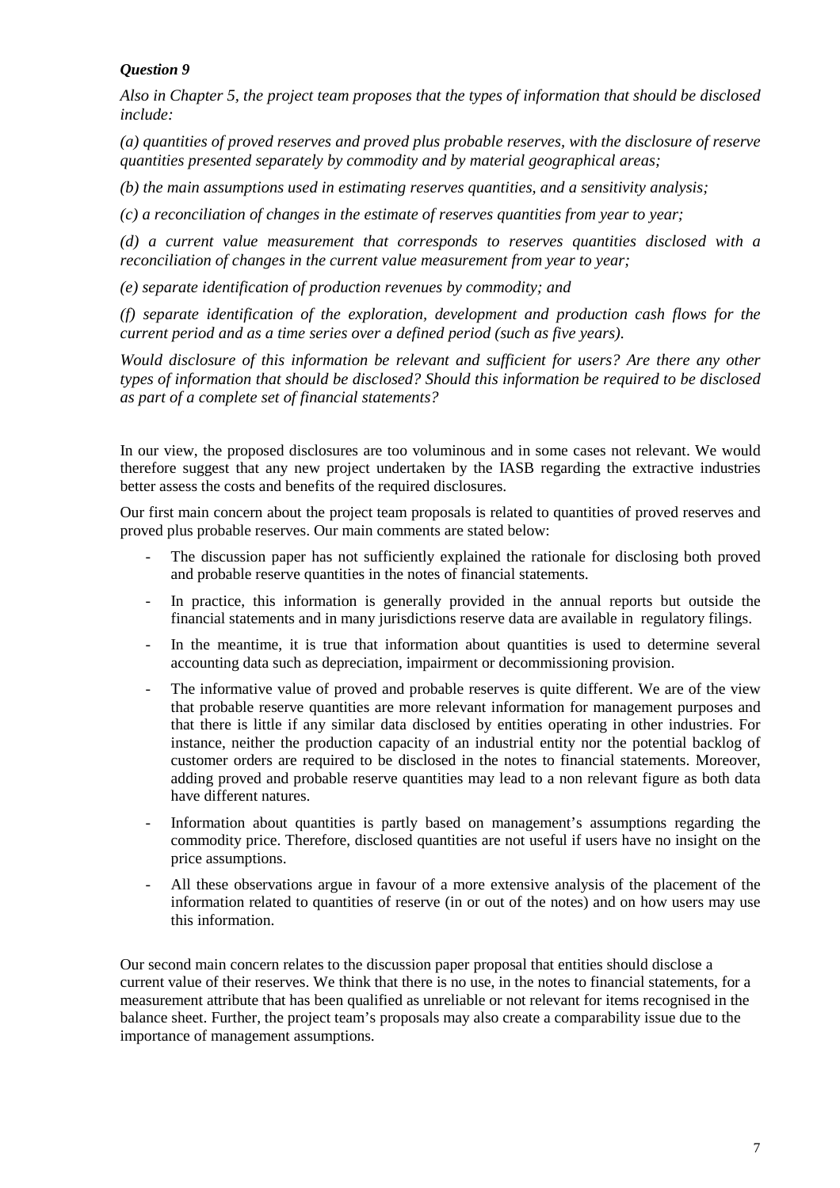***Question 9***

*Also in Chapter 5, the project team proposes that the types of information that should be disclosed include:*

*(a) quantities of proved reserves and proved plus probable reserves, with the disclosure of reserve quantities presented separately by commodity and by material geographical areas;*

*(b) the main assumptions used in estimating reserves quantities, and a sensitivity analysis;*

*(c) a reconciliation of changes in the estimate of reserves quantities from year to year;*

*(d) a current value measurement that corresponds to reserves quantities disclosed with a reconciliation of changes in the current value measurement from year to year;*

*(e) separate identification of production revenues by commodity; and*

*(f) separate identification of the exploration, development and production cash flows for the current period and as a time series over a defined period (such as five years).*

*Would disclosure of this information be relevant and sufficient for users? Are there any other types of information that should be disclosed? Should this information be required to be disclosed as part of a complete set of financial statements?*

In our view, the proposed disclosures are too voluminous and in some cases not relevant. We would therefore suggest that any new project undertaken by the IASB regarding the extractive industries better assess the costs and benefits of the required disclosures.

Our first main concern about the project team proposals is related to quantities of proved reserves and proved plus probable reserves. Our main comments are stated below:

- The discussion paper has not sufficiently explained the rationale for disclosing both proved and probable reserve quantities in the notes of financial statements.
- In practice, this information is generally provided in the annual reports but outside the financial statements and in many jurisdictions reserve data are available in regulatory filings.
- In the meantime, it is true that information about quantities is used to determine several accounting data such as depreciation, impairment or decommissioning provision.
- The informative value of proved and probable reserves is quite different. We are of the view that probable reserve quantities are more relevant information for management purposes and that there is little if any similar data disclosed by entities operating in other industries. For instance, neither the production capacity of an industrial entity nor the potential backlog of customer orders are required to be disclosed in the notes to financial statements. Moreover, adding proved and probable reserve quantities may lead to a non relevant figure as both data have different natures.
- Information about quantities is partly based on management's assumptions regarding the commodity price. Therefore, disclosed quantities are not useful if users have no insight on the price assumptions.
- All these observations argue in favour of a more extensive analysis of the placement of the information related to quantities of reserve (in or out of the notes) and on how users may use this information.

Our second main concern relates to the discussion paper proposal that entities should disclose a current value of their reserves. We think that there is no use, in the notes to financial statements, for a measurement attribute that has been qualified as unreliable or not relevant for items recognised in the balance sheet. Further, the project team's proposals may also create a comparability issue due to the importance of management assumptions.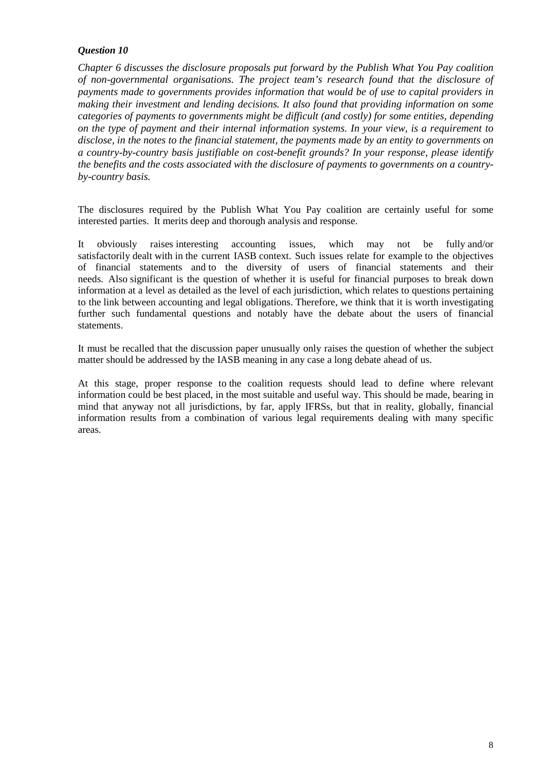***Question 10***

*Chapter 6 discusses the disclosure proposals put forward by the Publish What You Pay coalition of non-governmental organisations. The project team's research found that the disclosure of payments made to governments provides information that would be of use to capital providers in making their investment and lending decisions. It also found that providing information on some categories of payments to governments might be difficult (and costly) for some entities, depending on the type of payment and their internal information systems. In your view, is a requirement to disclose, in the notes to the financial statement, the payments made by an entity to governments on a country-by-country basis justifiable on cost-benefit grounds? In your response, please identify the benefits and the costs associated with the disclosure of payments to governments on a country-by-country basis.*

The disclosures required by the Publish What You Pay coalition are certainly useful for some interested parties. It merits deep and thorough analysis and response.

It obviously raises interesting accounting issues, which may not be fully and/or satisfactorily dealt with in the current IASB context. Such issues relate for example to the objectives of financial statements and to the diversity of users of financial statements and their needs. Also significant is the question of whether it is useful for financial purposes to break down information at a level as detailed as the level of each jurisdiction, which relates to questions pertaining to the link between accounting and legal obligations. Therefore, we think that it is worth investigating further such fundamental questions and notably have the debate about the users of financial statements.

It must be recalled that the discussion paper unusually only raises the question of whether the subject matter should be addressed by the IASB meaning in any case a long debate ahead of us.

At this stage, proper response to the coalition requests should lead to define where relevant information could be best placed, in the most suitable and useful way. This should be made, bearing in mind that anyway not all jurisdictions, by far, apply IFRSs, but that in reality, globally, financial information results from a combination of various legal requirements dealing with many specific areas.